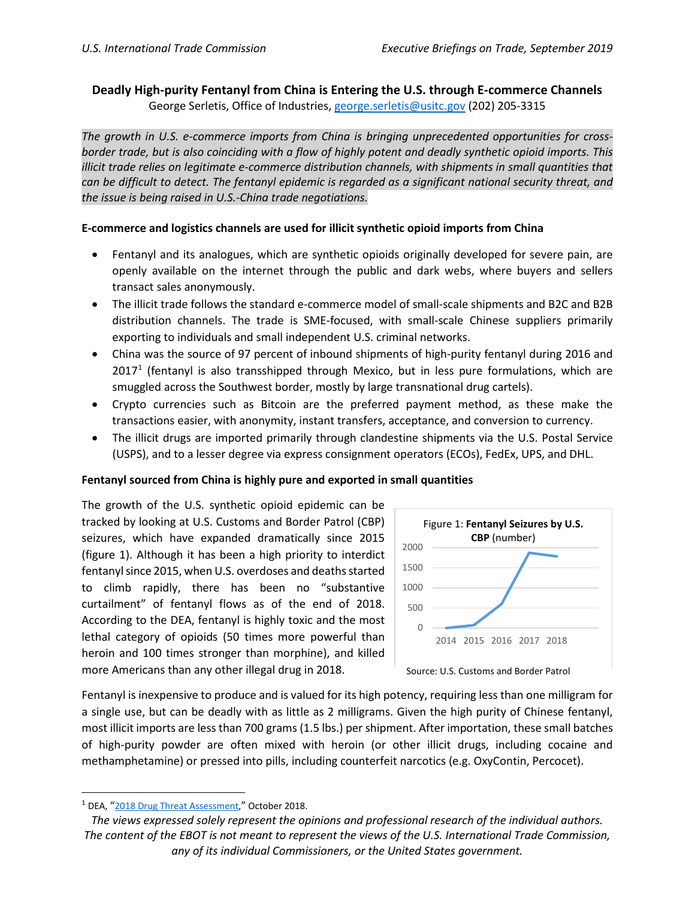# Deadly High-purity Fentanyl from China is Entering the U.S. through E-commerce Channels

George Serletis, Office of Industries, george.serletis@usitc.gov (202) 205-3315

*The growth in U.S. e-commerce imports from China is bringing unprecedented opportunities for cross-border trade, but is also coinciding with a flow of highly potent and deadly synthetic opioid imports. This illicit trade relies on legitimate e-commerce distribution channels, with shipments in small quantities that can be difficult to detect. The fentanyl epidemic is regarded as a significant national security threat, and the issue is being raised in U.S.-China trade negotiations.*

## E-commerce and logistics channels are used for illicit synthetic opioid imports from China

- Fentanyl and its analogues, which are synthetic opioids originally developed for severe pain, are openly available on the internet through the public and dark webs, where buyers and sellers transact sales anonymously.
- The illicit trade follows the standard e-commerce model of small-scale shipments and B2C and B2B distribution channels. The trade is SME-focused, with small-scale Chinese suppliers primarily exporting to individuals and small independent U.S. criminal networks.
- China was the source of 97 percent of inbound shipments of high-purity fentanyl during 2016 and 2017[1] (fentanyl is also transshipped through Mexico, but in less pure formulations, which are smuggled across the Southwest border, mostly by large transnational drug cartels).
- Crypto currencies such as Bitcoin are the preferred payment method, as these make the transactions easier, with anonymity, instant transfers, acceptance, and conversion to currency.
- The illicit drugs are imported primarily through clandestine shipments via the U.S. Postal Service (USPS), and to a lesser degree via express consignment operators (ECOs), FedEx, UPS, and DHL.

## Fentanyl sourced from China is highly pure and exported in small quantities

The growth of the U.S. synthetic opioid epidemic can be tracked by looking at U.S. Customs and Border Patrol (CBP) seizures, which have expanded dramatically since 2015 (figure 1). Although it has been a high priority to interdict fentanyl since 2015, when U.S. overdoses and deaths started to climb rapidly, there has been no "substantive curtailment" of fentanyl flows as of the end of 2018. According to the DEA, fentanyl is highly toxic and the most lethal category of opioids (50 times more powerful than heroin and 100 times stronger than morphine), and killed more Americans than any other illegal drug in 2018.

Figure 1: **Fentanyl Seizures by U.S. CBP** (number)

Source: U.S. Customs and Border Patrol

Fentanyl is inexpensive to produce and is valued for its high potency, requiring less than one milligram for a single use, but can be deadly with as little as 2 milligrams. Given the high purity of Chinese fentanyl, most illicit imports are less than 700 grams (1.5 lbs.) per shipment. After importation, these small batches of high-purity powder are often mixed with heroin (or other illicit drugs, including cocaine and methamphetamine) or pressed into pills, including counterfeit narcotics (e.g. OxyContin, Percocet).

[1] DEA, "2018 Drug Threat Assessment," October 2018.

*The views expressed solely represent the opinions and professional research of the individual authors. The content of the EBOT is not meant to represent the views of the U.S. International Trade Commission, any of its individual Commissioners, or the United States government.*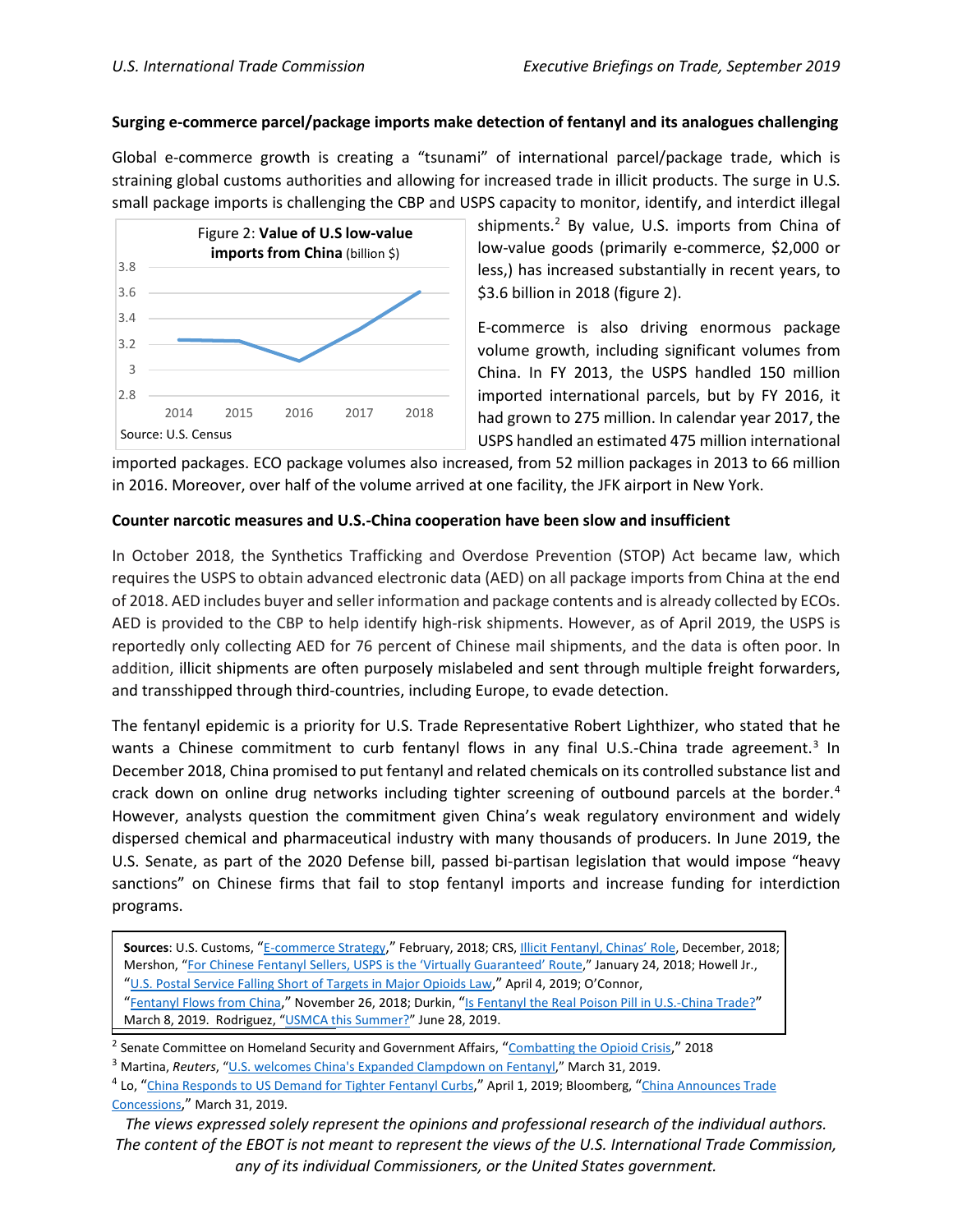**Surging e-commerce parcel/package imports make detection of fentanyl and its analogues challenging**

Global e-commerce growth is creating a "tsunami" of international parcel/package trade, which is straining global customs authorities and allowing for increased trade in illicit products. The surge in U.S. small package imports is challenging the CBP and USPS capacity to monitor, identify, and interdict illegal shipments.[2] By value, U.S. imports from China of low-value goods (primarily e-commerce, $2,000 or less,) has increased substantially in recent years, to $3.6 billion in 2018 (figure 2).

Figure 2: **Value of U.S low-value imports from China** (billion $)

3.8
3.6
3.4
3.2
3
2.8

2014 2015 2016 2017 2018

Source: U.S. Census

E-commerce is also driving enormous package volume growth, including significant volumes from China. In FY 2013, the USPS handled 150 million imported international parcels, but by FY 2016, it had grown to 275 million. In calendar year 2017, the USPS handled an estimated 475 million international imported packages. ECO package volumes also increased, from 52 million packages in 2013 to 66 million in 2016. Moreover, over half of the volume arrived at one facility, the JFK airport in New York.

**Counter narcotic measures and U.S.-China cooperation have been slow and insufficient**

In October 2018, the Synthetics Trafficking and Overdose Prevention (STOP) Act became law, which requires the USPS to obtain advanced electronic data (AED) on all package imports from China at the end of 2018. AED includes buyer and seller information and package contents and is already collected by ECOs. AED is provided to the CBP to help identify high-risk shipments. However, as of April 2019, the USPS is reportedly only collecting AED for 76 percent of Chinese mail shipments, and the data is often poor. In addition, illicit shipments are often purposely mislabeled and sent through multiple freight forwarders, and transshipped through third-countries, including Europe, to evade detection.

The fentanyl epidemic is a priority for U.S. Trade Representative Robert Lighthizer, who stated that he wants a Chinese commitment to curb fentanyl flows in any final U.S.-China trade agreement.[3] In December 2018, China promised to put fentanyl and related chemicals on its controlled substance list and crack down on online drug networks including tighter screening of outbound parcels at the border.[4] However, analysts question the commitment given China's weak regulatory environment and widely dispersed chemical and pharmaceutical industry with many thousands of producers. In June 2019, the U.S. Senate, as part of the 2020 Defense bill, passed bi-partisan legislation that would impose "heavy sanctions" on Chinese firms that fail to stop fentanyl imports and increase funding for interdiction programs.

**Sources**: U.S. Customs, "E-commerce Strategy," February, 2018; CRS, Illicit Fentanyl, Chinas' Role, December, 2018; Mershon, "For Chinese Fentanyl Sellers, USPS is the 'Virtually Guaranteed' Route," January 24, 2018; Howell Jr., "U.S. Postal Service Falling Short of Targets in Major Opioids Law," April 4, 2019; O'Connor, "Fentanyl Flows from China," November 26, 2018; Durkin, "Is Fentanyl the Real Poison Pill in U.S.-China Trade?" March 8, 2019. Rodriguez, "USMCA this Summer?" June 28, 2019.

[2] Senate Committee on Homeland Security and Government Affairs, "Combatting the Opioid Crisis," 2018

[3] Martina, *Reuters*, "U.S. welcomes China's Expanded Clampdown on Fentanyl," March 31, 2019.

[4] Lo, "China Responds to US Demand for Tighter Fentanyl Curbs," April 1, 2019; Bloomberg, "China Announces Trade Concessions," March 31, 2019.

*The views expressed solely represent the opinions and professional research of the individual authors. The content of the EBOT is not meant to represent the views of the U.S. International Trade Commission, any of its individual Commissioners, or the United States government.*